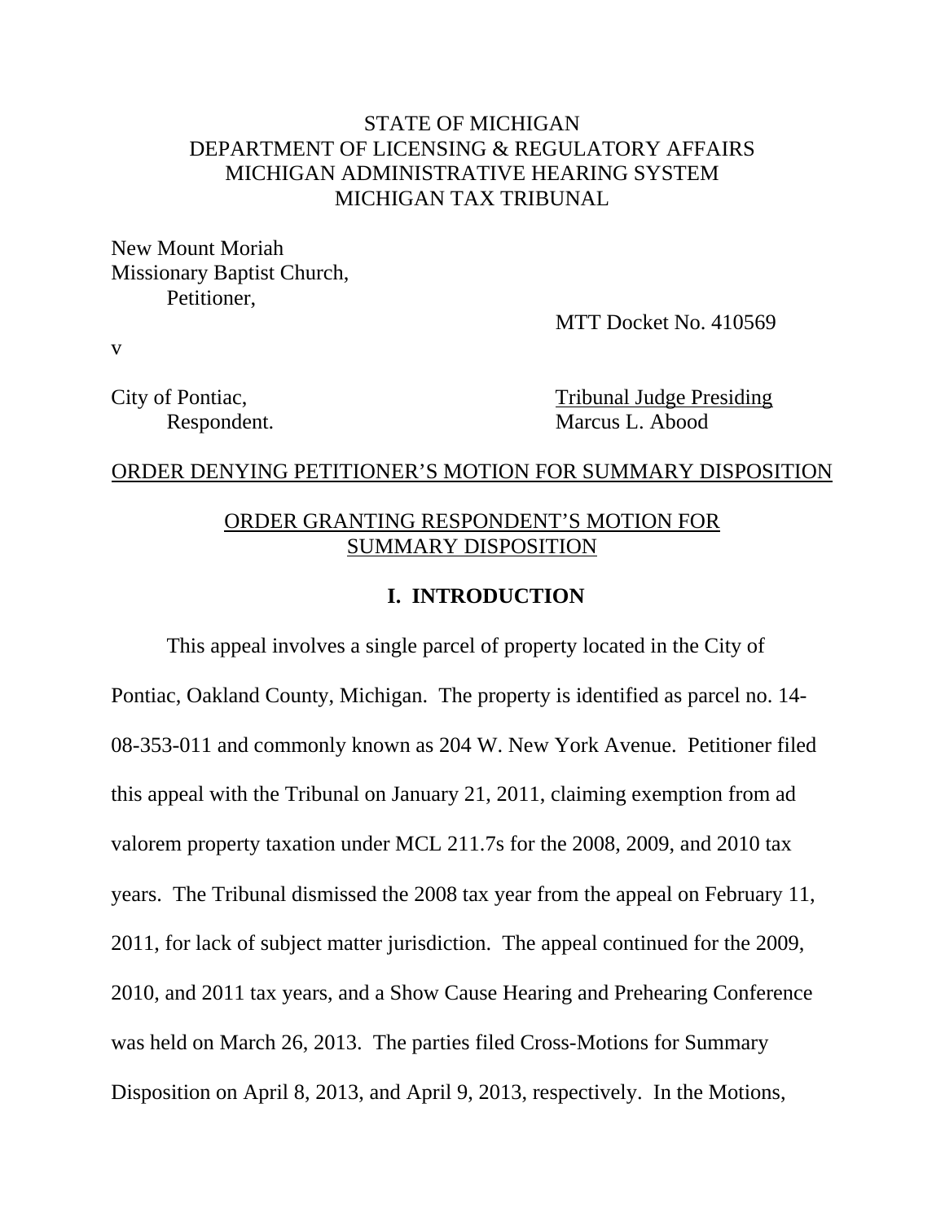STATE OF MICHIGAN
DEPARTMENT OF LICENSING & REGULATORY AFFAIRS
MICHIGAN ADMINISTRATIVE HEARING SYSTEM
MICHIGAN TAX TRIBUNAL

New Mount Moriah
Missionary Baptist Church,
Petitioner,

MTT Docket No. 410569

v

City of Pontiac,
Respondent.

Tribunal Judge Presiding
Marcus L. Abood

ORDER DENYING PETITIONER'S MOTION FOR SUMMARY DISPOSITION

ORDER GRANTING RESPONDENT'S MOTION FOR SUMMARY DISPOSITION

## I. INTRODUCTION

This appeal involves a single parcel of property located in the City of Pontiac, Oakland County, Michigan. The property is identified as parcel no. 14-08-353-011 and commonly known as 204 W. New York Avenue. Petitioner filed this appeal with the Tribunal on January 21, 2011, claiming exemption from ad valorem property taxation under MCL 211.7s for the 2008, 2009, and 2010 tax years. The Tribunal dismissed the 2008 tax year from the appeal on February 11, 2011, for lack of subject matter jurisdiction. The appeal continued for the 2009, 2010, and 2011 tax years, and a Show Cause Hearing and Prehearing Conference was held on March 26, 2013. The parties filed Cross-Motions for Summary Disposition on April 8, 2013, and April 9, 2013, respectively. In the Motions,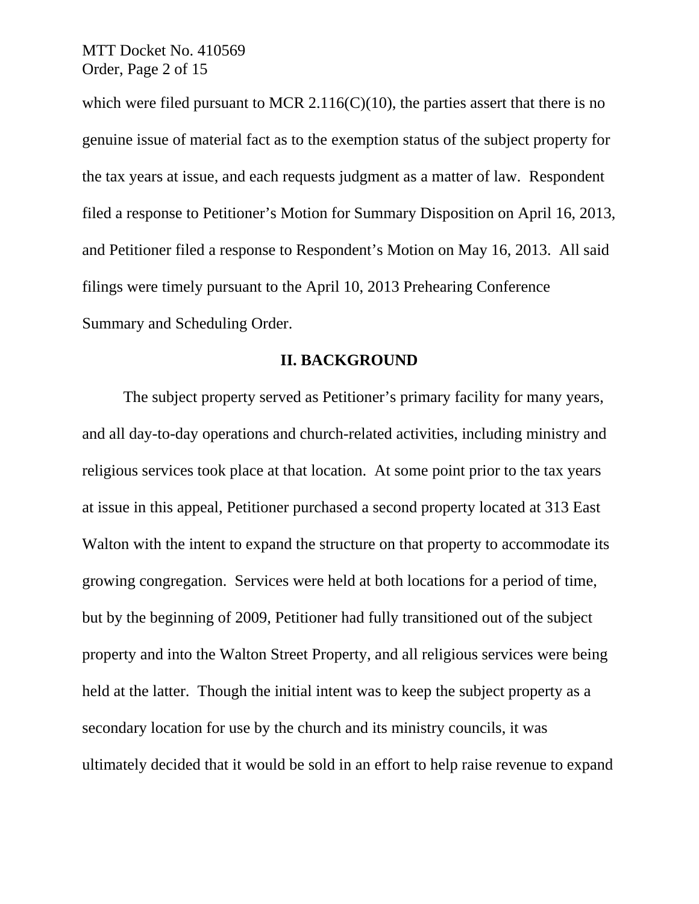which were filed pursuant to MCR 2.116(C)(10), the parties assert that there is no genuine issue of material fact as to the exemption status of the subject property for the tax years at issue, and each requests judgment as a matter of law. Respondent filed a response to Petitioner's Motion for Summary Disposition on April 16, 2013, and Petitioner filed a response to Respondent's Motion on May 16, 2013. All said filings were timely pursuant to the April 10, 2013 Prehearing Conference Summary and Scheduling Order.

## II. BACKGROUND

The subject property served as Petitioner's primary facility for many years, and all day-to-day operations and church-related activities, including ministry and religious services took place at that location. At some point prior to the tax years at issue in this appeal, Petitioner purchased a second property located at 313 East Walton with the intent to expand the structure on that property to accommodate its growing congregation. Services were held at both locations for a period of time, but by the beginning of 2009, Petitioner had fully transitioned out of the subject property and into the Walton Street Property, and all religious services were being held at the latter. Though the initial intent was to keep the subject property as a secondary location for use by the church and its ministry councils, it was ultimately decided that it would be sold in an effort to help raise revenue to expand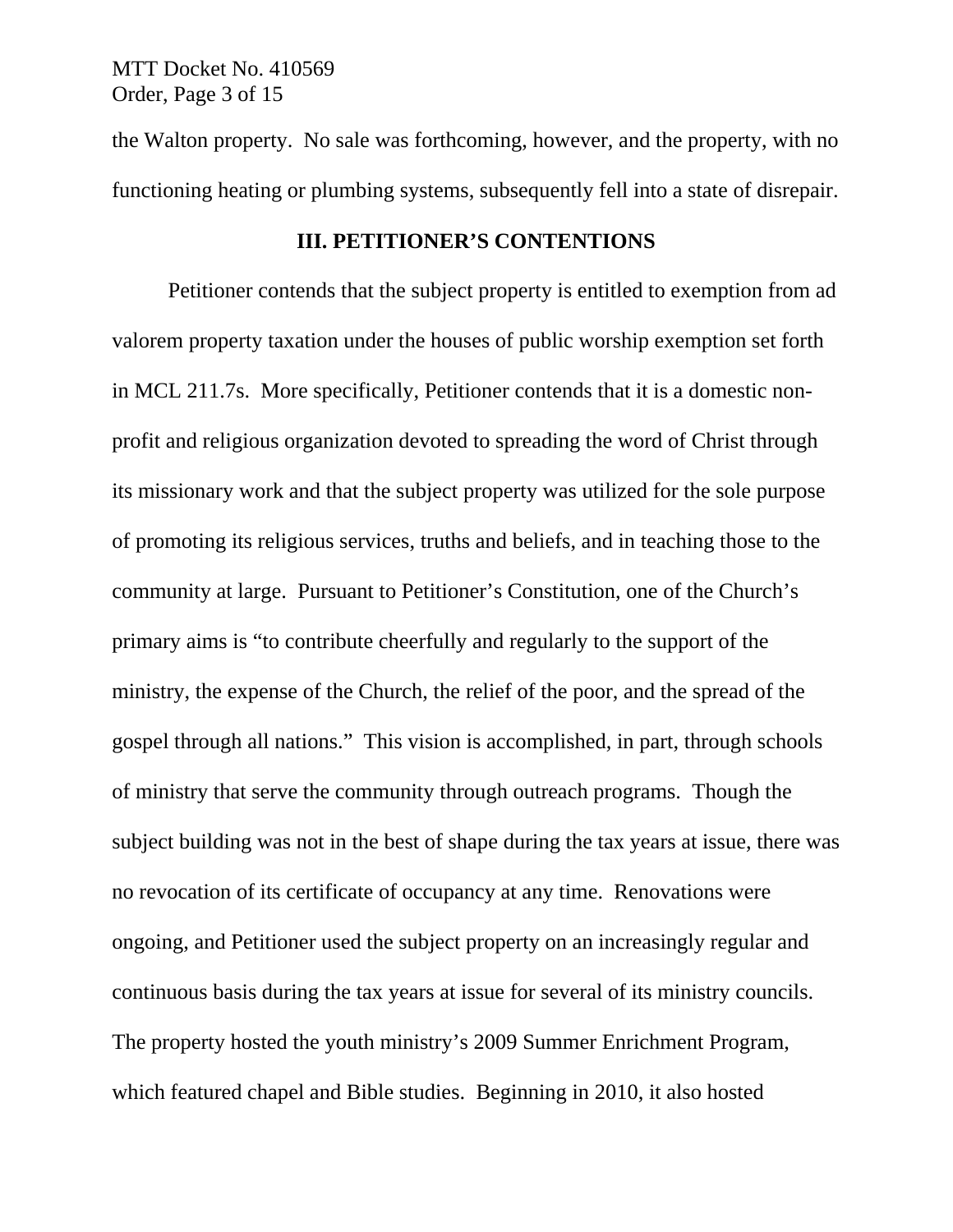the Walton property. No sale was forthcoming, however, and the property, with no functioning heating or plumbing systems, subsequently fell into a state of disrepair.

## III. PETITIONER'S CONTENTIONS

Petitioner contends that the subject property is entitled to exemption from ad valorem property taxation under the houses of public worship exemption set forth in MCL 211.7s. More specifically, Petitioner contends that it is a domestic non-profit and religious organization devoted to spreading the word of Christ through its missionary work and that the subject property was utilized for the sole purpose of promoting its religious services, truths and beliefs, and in teaching those to the community at large. Pursuant to Petitioner's Constitution, one of the Church's primary aims is "to contribute cheerfully and regularly to the support of the ministry, the expense of the Church, the relief of the poor, and the spread of the gospel through all nations." This vision is accomplished, in part, through schools of ministry that serve the community through outreach programs. Though the subject building was not in the best of shape during the tax years at issue, there was no revocation of its certificate of occupancy at any time. Renovations were ongoing, and Petitioner used the subject property on an increasingly regular and continuous basis during the tax years at issue for several of its ministry councils. The property hosted the youth ministry's 2009 Summer Enrichment Program, which featured chapel and Bible studies. Beginning in 2010, it also hosted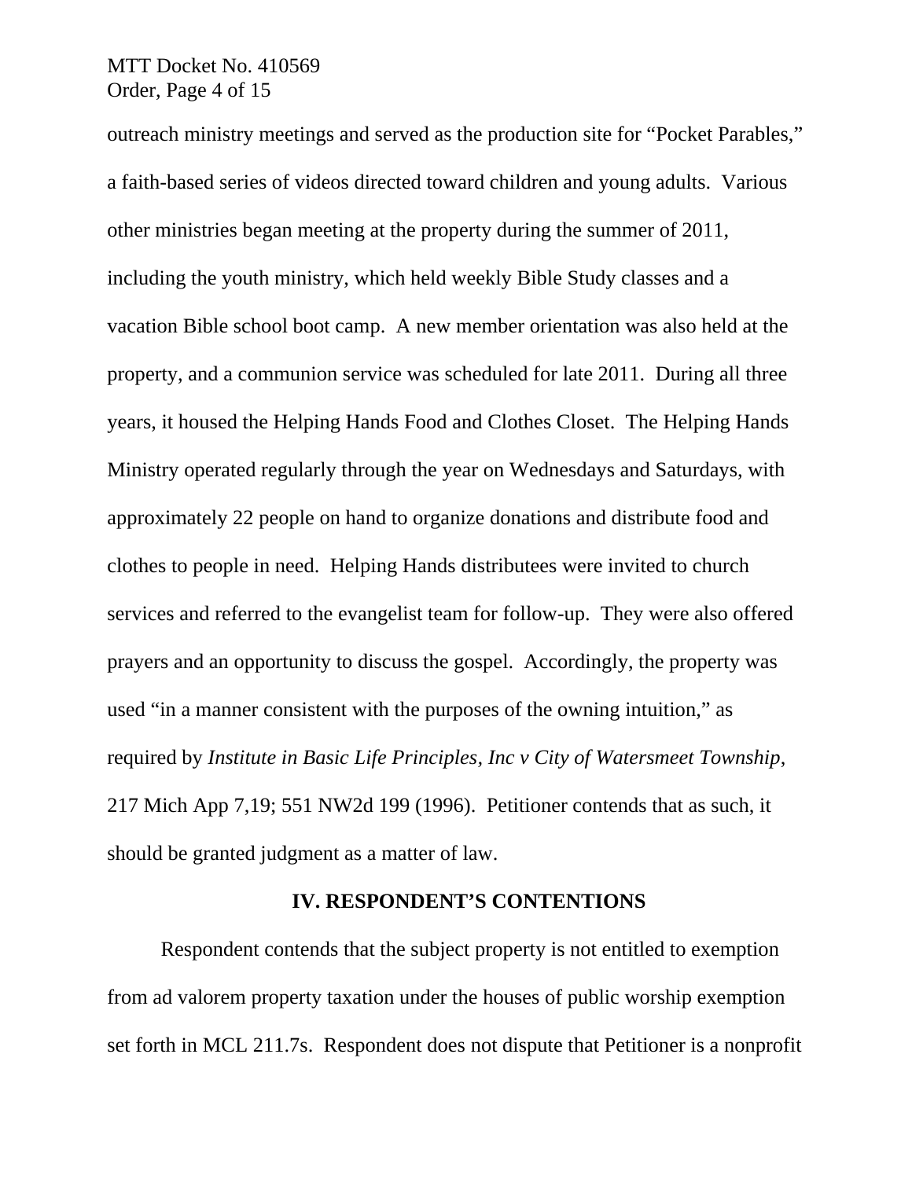outreach ministry meetings and served as the production site for "Pocket Parables," a faith-based series of videos directed toward children and young adults. Various other ministries began meeting at the property during the summer of 2011, including the youth ministry, which held weekly Bible Study classes and a vacation Bible school boot camp. A new member orientation was also held at the property, and a communion service was scheduled for late 2011. During all three years, it housed the Helping Hands Food and Clothes Closet. The Helping Hands Ministry operated regularly through the year on Wednesdays and Saturdays, with approximately 22 people on hand to organize donations and distribute food and clothes to people in need. Helping Hands distributees were invited to church services and referred to the evangelist team for follow-up. They were also offered prayers and an opportunity to discuss the gospel. Accordingly, the property was used "in a manner consistent with the purposes of the owning intuition," as required by *Institute in Basic Life Principles, Inc v City of Watersmeet Township*, 217 Mich App 7,19; 551 NW2d 199 (1996). Petitioner contends that as such, it should be granted judgment as a matter of law.

## IV. RESPONDENT'S CONTENTIONS

Respondent contends that the subject property is not entitled to exemption from ad valorem property taxation under the houses of public worship exemption set forth in MCL 211.7s. Respondent does not dispute that Petitioner is a nonprofit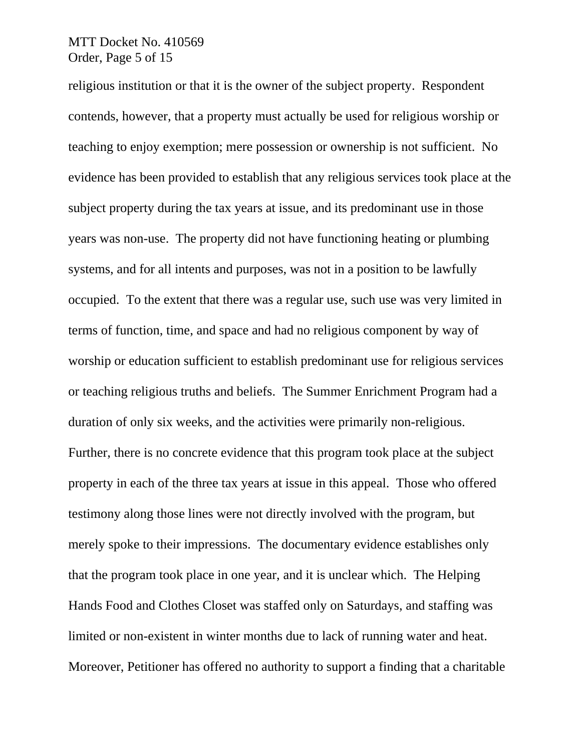religious institution or that it is the owner of the subject property. Respondent contends, however, that a property must actually be used for religious worship or teaching to enjoy exemption; mere possession or ownership is not sufficient. No evidence has been provided to establish that any religious services took place at the subject property during the tax years at issue, and its predominant use in those years was non-use. The property did not have functioning heating or plumbing systems, and for all intents and purposes, was not in a position to be lawfully occupied. To the extent that there was a regular use, such use was very limited in terms of function, time, and space and had no religious component by way of worship or education sufficient to establish predominant use for religious services or teaching religious truths and beliefs. The Summer Enrichment Program had a duration of only six weeks, and the activities were primarily non-religious. Further, there is no concrete evidence that this program took place at the subject property in each of the three tax years at issue in this appeal. Those who offered testimony along those lines were not directly involved with the program, but merely spoke to their impressions. The documentary evidence establishes only that the program took place in one year, and it is unclear which. The Helping Hands Food and Clothes Closet was staffed only on Saturdays, and staffing was limited or non-existent in winter months due to lack of running water and heat. Moreover, Petitioner has offered no authority to support a finding that a charitable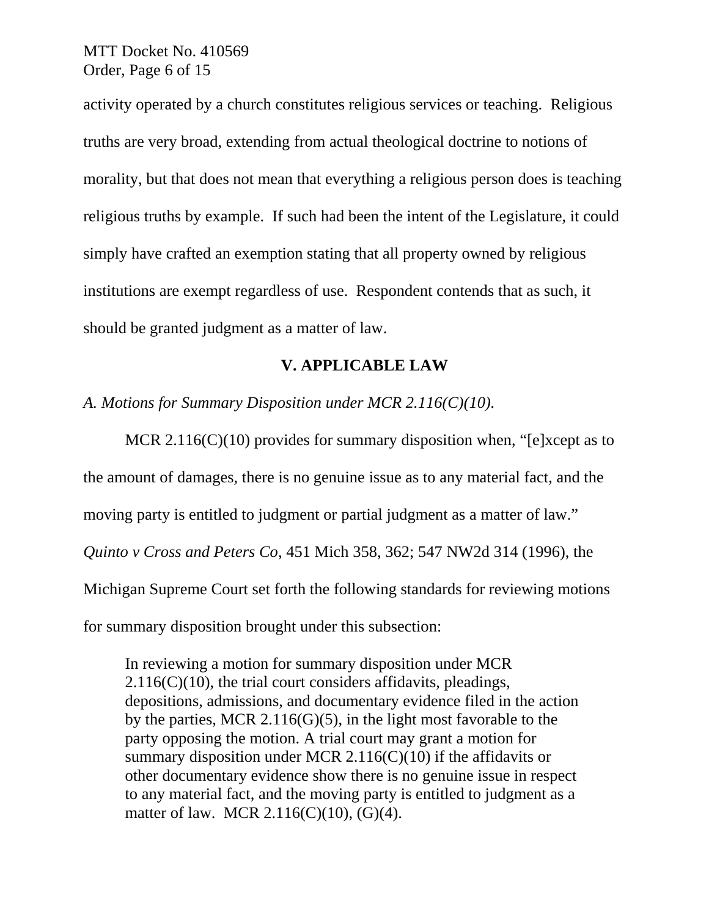activity operated by a church constitutes religious services or teaching. Religious truths are very broad, extending from actual theological doctrine to notions of morality, but that does not mean that everything a religious person does is teaching religious truths by example. If such had been the intent of the Legislature, it could simply have crafted an exemption stating that all property owned by religious institutions are exempt regardless of use. Respondent contends that as such, it should be granted judgment as a matter of law.

## V. APPLICABLE LAW

*A. Motions for Summary Disposition under MCR 2.116(C)(10).*

MCR 2.116(C)(10) provides for summary disposition when, "[e]xcept as to the amount of damages, there is no genuine issue as to any material fact, and the moving party is entitled to judgment or partial judgment as a matter of law." *Quinto v Cross and Peters Co*, 451 Mich 358, 362; 547 NW2d 314 (1996), the Michigan Supreme Court set forth the following standards for reviewing motions for summary disposition brought under this subsection:

> In reviewing a motion for summary disposition under MCR 2.116(C)(10), the trial court considers affidavits, pleadings, depositions, admissions, and documentary evidence filed in the action by the parties, MCR 2.116(G)(5), in the light most favorable to the party opposing the motion. A trial court may grant a motion for summary disposition under MCR 2.116(C)(10) if the affidavits or other documentary evidence show there is no genuine issue in respect to any material fact, and the moving party is entitled to judgment as a matter of law. MCR 2.116(C)(10), (G)(4).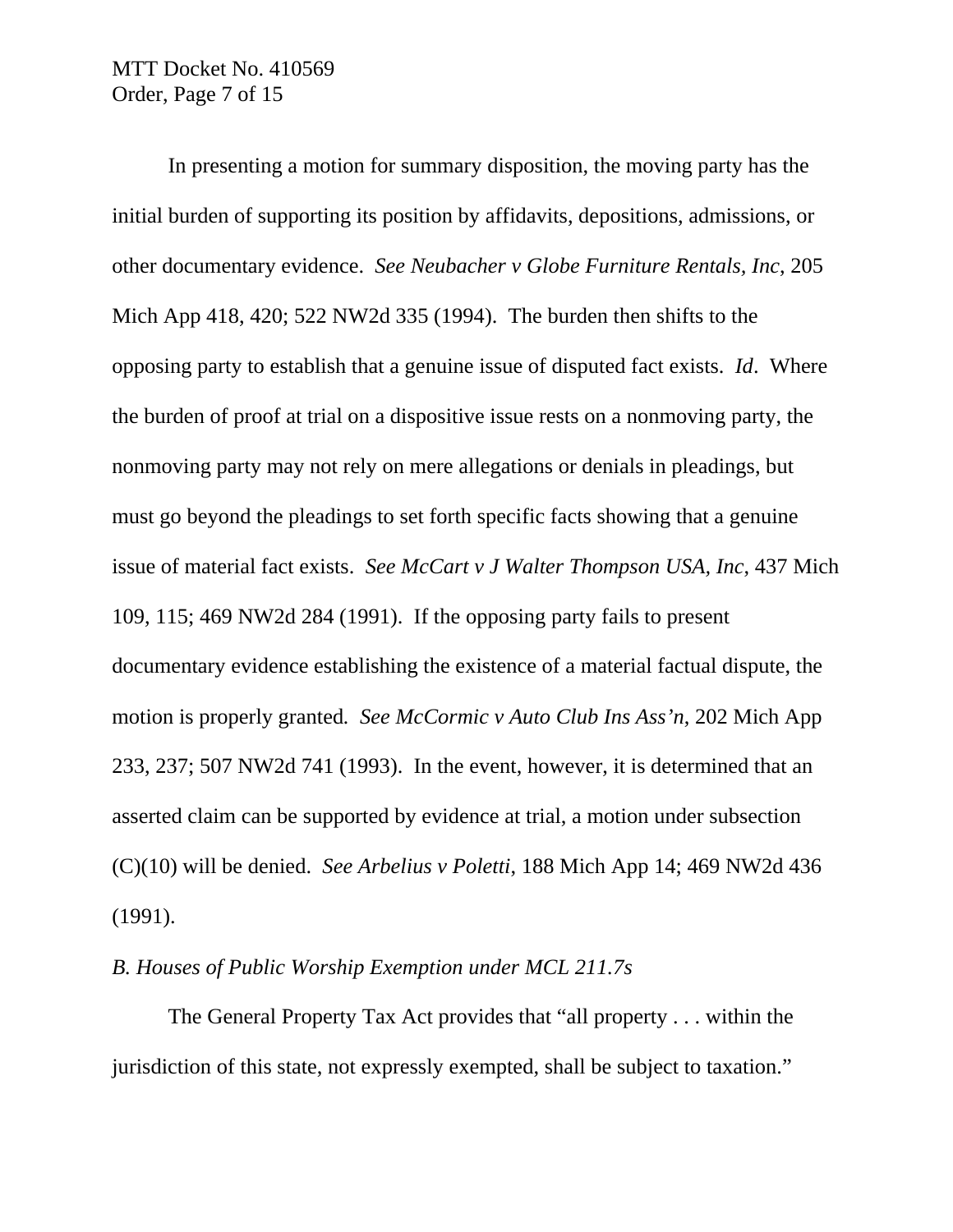In presenting a motion for summary disposition, the moving party has the initial burden of supporting its position by affidavits, depositions, admissions, or other documentary evidence. *See Neubacher v Globe Furniture Rentals, Inc*, 205 Mich App 418, 420; 522 NW2d 335 (1994). The burden then shifts to the opposing party to establish that a genuine issue of disputed fact exists. *Id*. Where the burden of proof at trial on a dispositive issue rests on a nonmoving party, the nonmoving party may not rely on mere allegations or denials in pleadings, but must go beyond the pleadings to set forth specific facts showing that a genuine issue of material fact exists. *See McCart v J Walter Thompson USA, Inc*, 437 Mich 109, 115; 469 NW2d 284 (1991). If the opposing party fails to present documentary evidence establishing the existence of a material factual dispute, the motion is properly granted. *See McCormic v Auto Club Ins Ass'n*, 202 Mich App 233, 237; 507 NW2d 741 (1993). In the event, however, it is determined that an asserted claim can be supported by evidence at trial, a motion under subsection (C)(10) will be denied. *See Arbelius v Poletti*, 188 Mich App 14; 469 NW2d 436 (1991).

*B. Houses of Public Worship Exemption under MCL 211.7s*

The General Property Tax Act provides that "all property . . . within the jurisdiction of this state, not expressly exempted, shall be subject to taxation."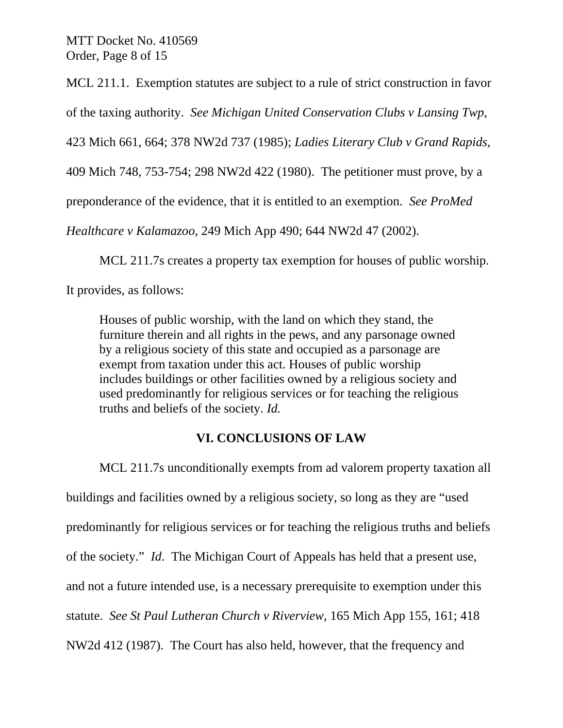MCL 211.1. Exemption statutes are subject to a rule of strict construction in favor of the taxing authority. *See Michigan United Conservation Clubs v Lansing Twp*, 423 Mich 661, 664; 378 NW2d 737 (1985); *Ladies Literary Club v Grand Rapids*, 409 Mich 748, 753-754; 298 NW2d 422 (1980). The petitioner must prove, by a preponderance of the evidence, that it is entitled to an exemption. *See ProMed Healthcare v Kalamazoo*, 249 Mich App 490; 644 NW2d 47 (2002).

MCL 211.7s creates a property tax exemption for houses of public worship. It provides, as follows:

> Houses of public worship, with the land on which they stand, the furniture therein and all rights in the pews, and any parsonage owned by a religious society of this state and occupied as a parsonage are exempt from taxation under this act. Houses of public worship includes buildings or other facilities owned by a religious society and used predominantly for religious services or for teaching the religious truths and beliefs of the society. *Id.*

## VI. CONCLUSIONS OF LAW

MCL 211.7s unconditionally exempts from ad valorem property taxation all buildings and facilities owned by a religious society, so long as they are "used predominantly for religious services or for teaching the religious truths and beliefs of the society." *Id*. The Michigan Court of Appeals has held that a present use, and not a future intended use, is a necessary prerequisite to exemption under this statute. *See St Paul Lutheran Church v Riverview*, 165 Mich App 155, 161; 418 NW2d 412 (1987). The Court has also held, however, that the frequency and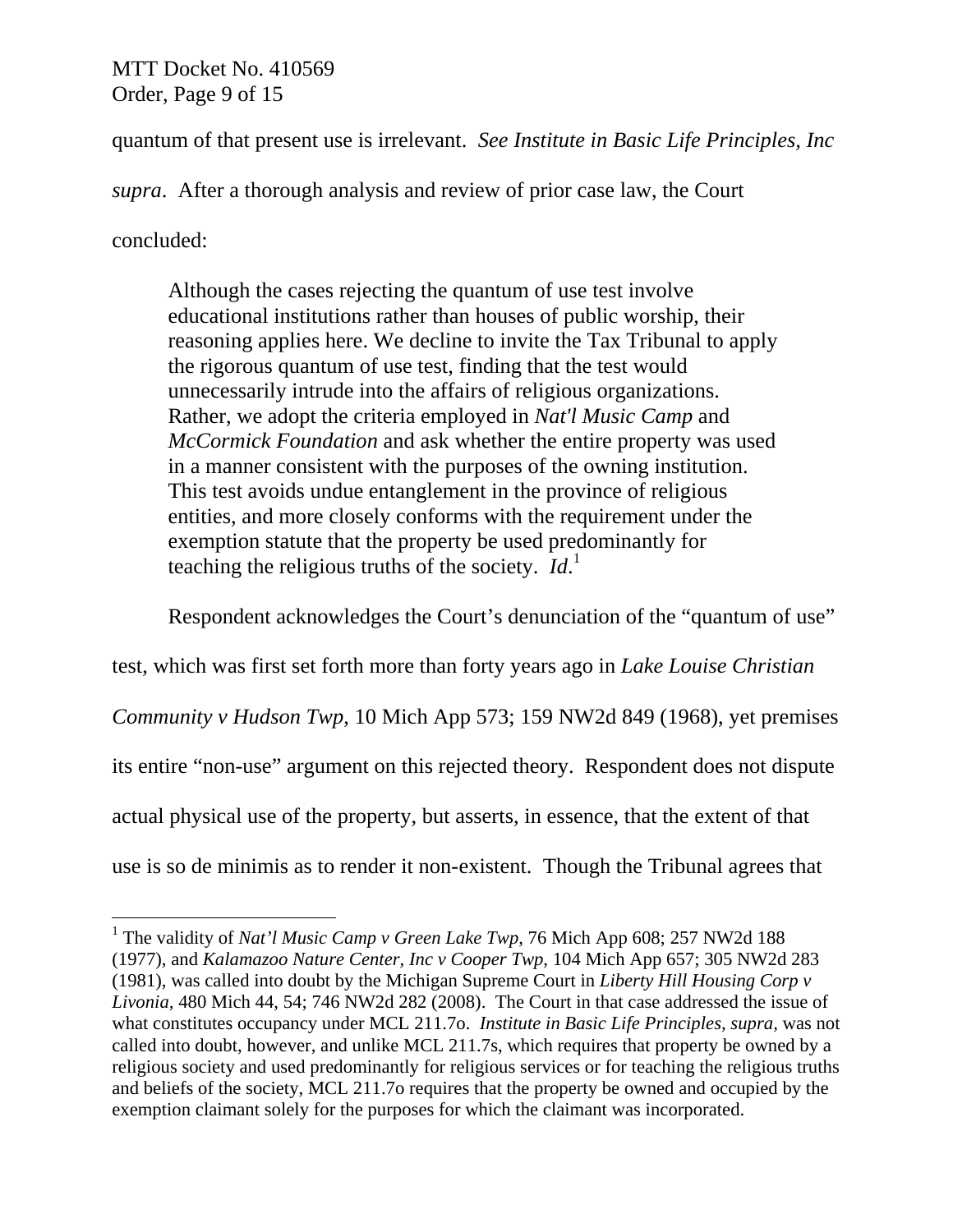quantum of that present use is irrelevant. *See Institute in Basic Life Principles, Inc supra*. After a thorough analysis and review of prior case law, the Court concluded:

> Although the cases rejecting the quantum of use test involve educational institutions rather than houses of public worship, their reasoning applies here. We decline to invite the Tax Tribunal to apply the rigorous quantum of use test, finding that the test would unnecessarily intrude into the affairs of religious organizations. Rather, we adopt the criteria employed in *Nat'l Music Camp* and *McCormick Foundation* and ask whether the entire property was used in a manner consistent with the purposes of the owning institution. This test avoids undue entanglement in the province of religious entities, and more closely conforms with the requirement under the exemption statute that the property be used predominantly for teaching the religious truths of the society. *Id.*[1]

Respondent acknowledges the Court's denunciation of the "quantum of use" test, which was first set forth more than forty years ago in *Lake Louise Christian Community v Hudson Twp*, 10 Mich App 573; 159 NW2d 849 (1968), yet premises its entire "non-use" argument on this rejected theory. Respondent does not dispute actual physical use of the property, but asserts, in essence, that the extent of that use is so de minimis as to render it non-existent. Though the Tribunal agrees that

---

[1] The validity of *Nat'l Music Camp v Green Lake Twp*, 76 Mich App 608; 257 NW2d 188 (1977), and *Kalamazoo Nature Center, Inc v Cooper Twp*, 104 Mich App 657; 305 NW2d 283 (1981), was called into doubt by the Michigan Supreme Court in *Liberty Hill Housing Corp v Livonia*, 480 Mich 44, 54; 746 NW2d 282 (2008). The Court in that case addressed the issue of what constitutes occupancy under MCL 211.7o. *Institute in Basic Life Principles, supra,* was not called into doubt, however, and unlike MCL 211.7s, which requires that property be owned by a religious society and used predominantly for religious services or for teaching the religious truths and beliefs of the society, MCL 211.7o requires that the property be owned and occupied by the exemption claimant solely for the purposes for which the claimant was incorporated.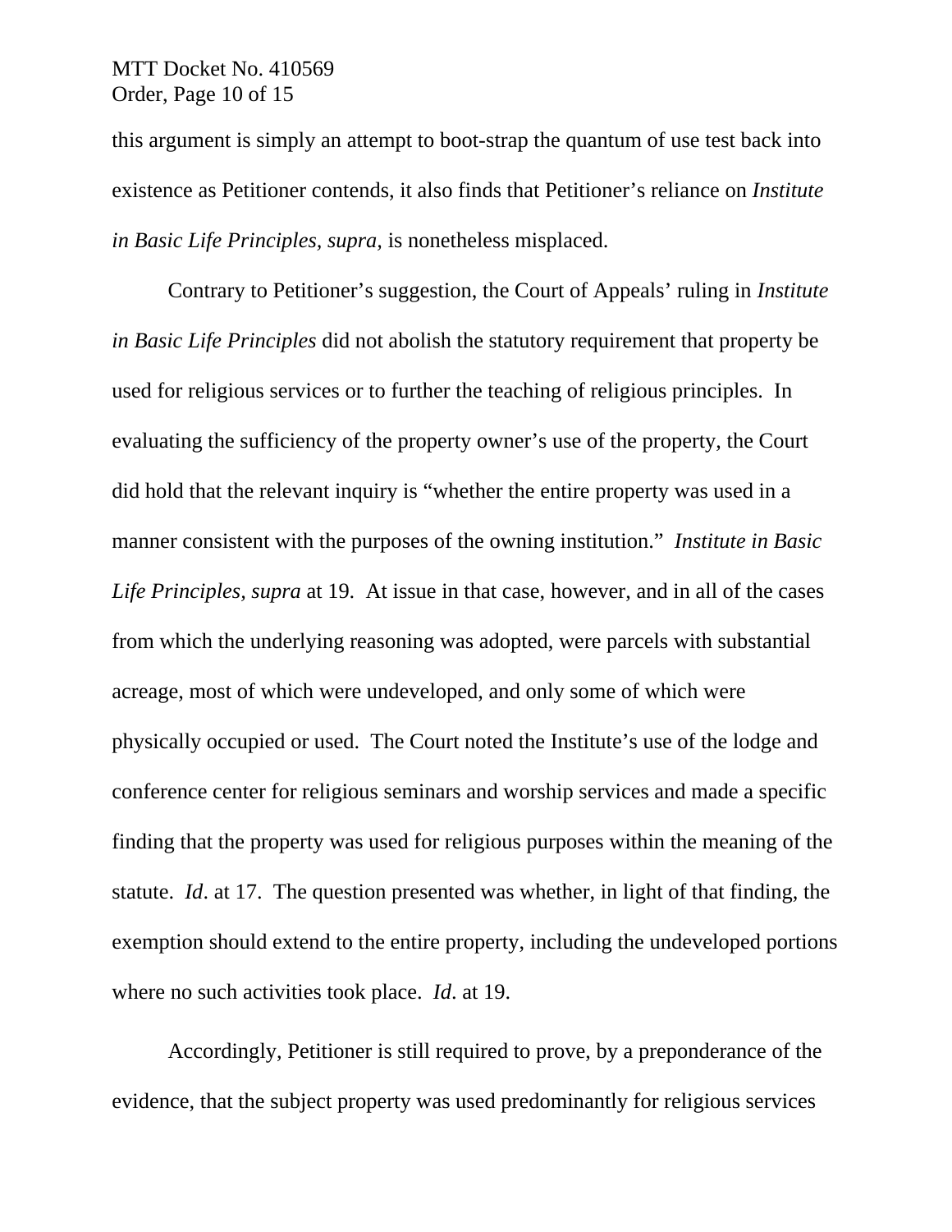this argument is simply an attempt to boot-strap the quantum of use test back into existence as Petitioner contends, it also finds that Petitioner's reliance on *Institute in Basic Life Principles, supra,* is nonetheless misplaced.

Contrary to Petitioner's suggestion, the Court of Appeals' ruling in *Institute in Basic Life Principles* did not abolish the statutory requirement that property be used for religious services or to further the teaching of religious principles. In evaluating the sufficiency of the property owner's use of the property, the Court did hold that the relevant inquiry is "whether the entire property was used in a manner consistent with the purposes of the owning institution." *Institute in Basic Life Principles, supra* at 19. At issue in that case, however, and in all of the cases from which the underlying reasoning was adopted, were parcels with substantial acreage, most of which were undeveloped, and only some of which were physically occupied or used. The Court noted the Institute's use of the lodge and conference center for religious seminars and worship services and made a specific finding that the property was used for religious purposes within the meaning of the statute. *Id*. at 17. The question presented was whether, in light of that finding, the exemption should extend to the entire property, including the undeveloped portions where no such activities took place. *Id*. at 19.

Accordingly, Petitioner is still required to prove, by a preponderance of the evidence, that the subject property was used predominantly for religious services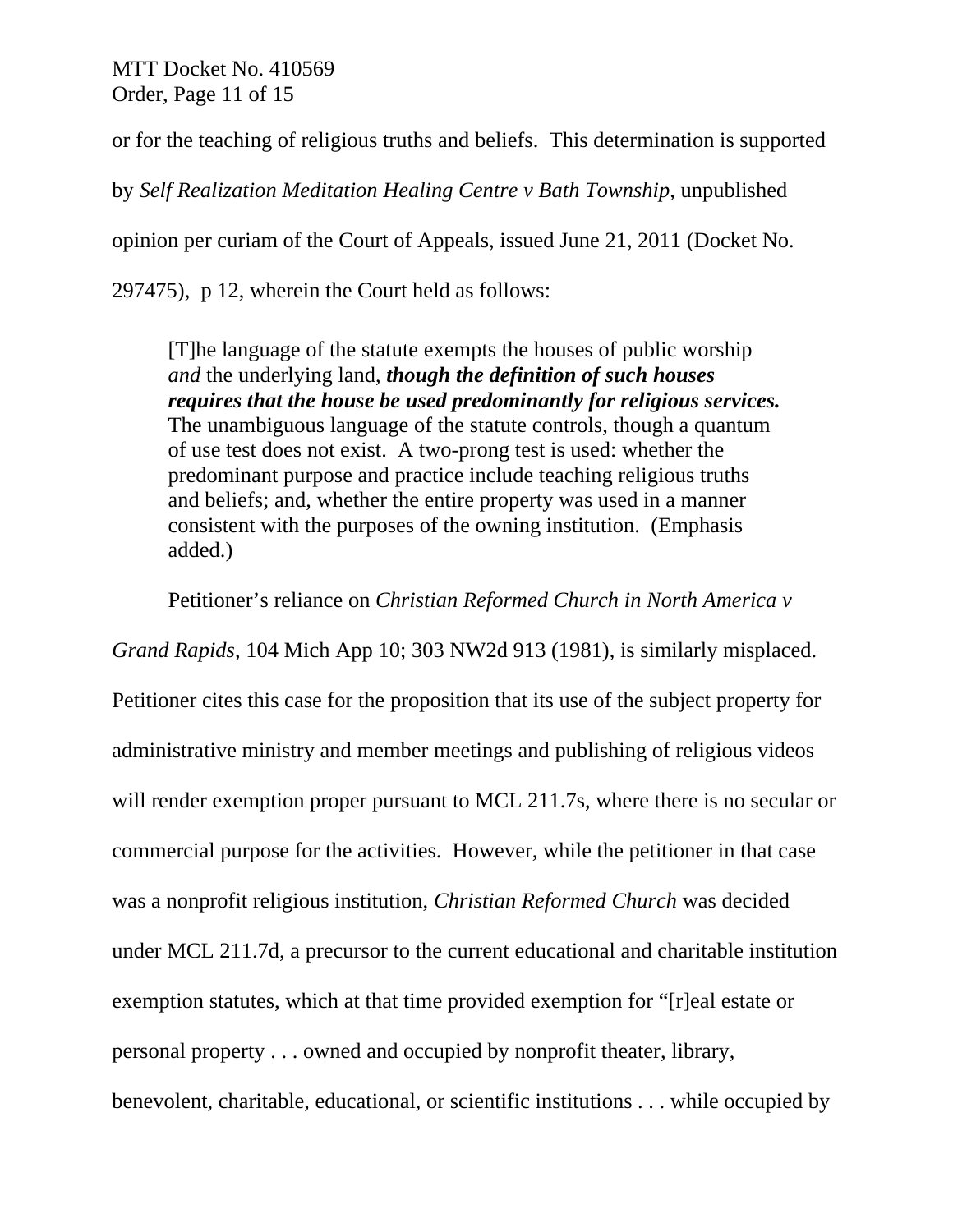or for the teaching of religious truths and beliefs. This determination is supported by *Self Realization Meditation Healing Centre v Bath Township*, unpublished opinion per curiam of the Court of Appeals, issued June 21, 2011 (Docket No. 297475), p 12, wherein the Court held as follows:

> [T]he language of the statute exempts the houses of public worship *and* the underlying land, ***though the definition of such houses requires that the house be used predominantly for religious services.*** The unambiguous language of the statute controls, though a quantum of use test does not exist. A two-prong test is used: whether the predominant purpose and practice include teaching religious truths and beliefs; and, whether the entire property was used in a manner consistent with the purposes of the owning institution. (Emphasis added.)

Petitioner's reliance on *Christian Reformed Church in North America v Grand Rapids*, 104 Mich App 10; 303 NW2d 913 (1981), is similarly misplaced. Petitioner cites this case for the proposition that its use of the subject property for administrative ministry and member meetings and publishing of religious videos will render exemption proper pursuant to MCL 211.7s, where there is no secular or commercial purpose for the activities. However, while the petitioner in that case was a nonprofit religious institution, *Christian Reformed Church* was decided under MCL 211.7d, a precursor to the current educational and charitable institution exemption statutes, which at that time provided exemption for "[r]eal estate or personal property . . . owned and occupied by nonprofit theater, library, benevolent, charitable, educational, or scientific institutions . . . while occupied by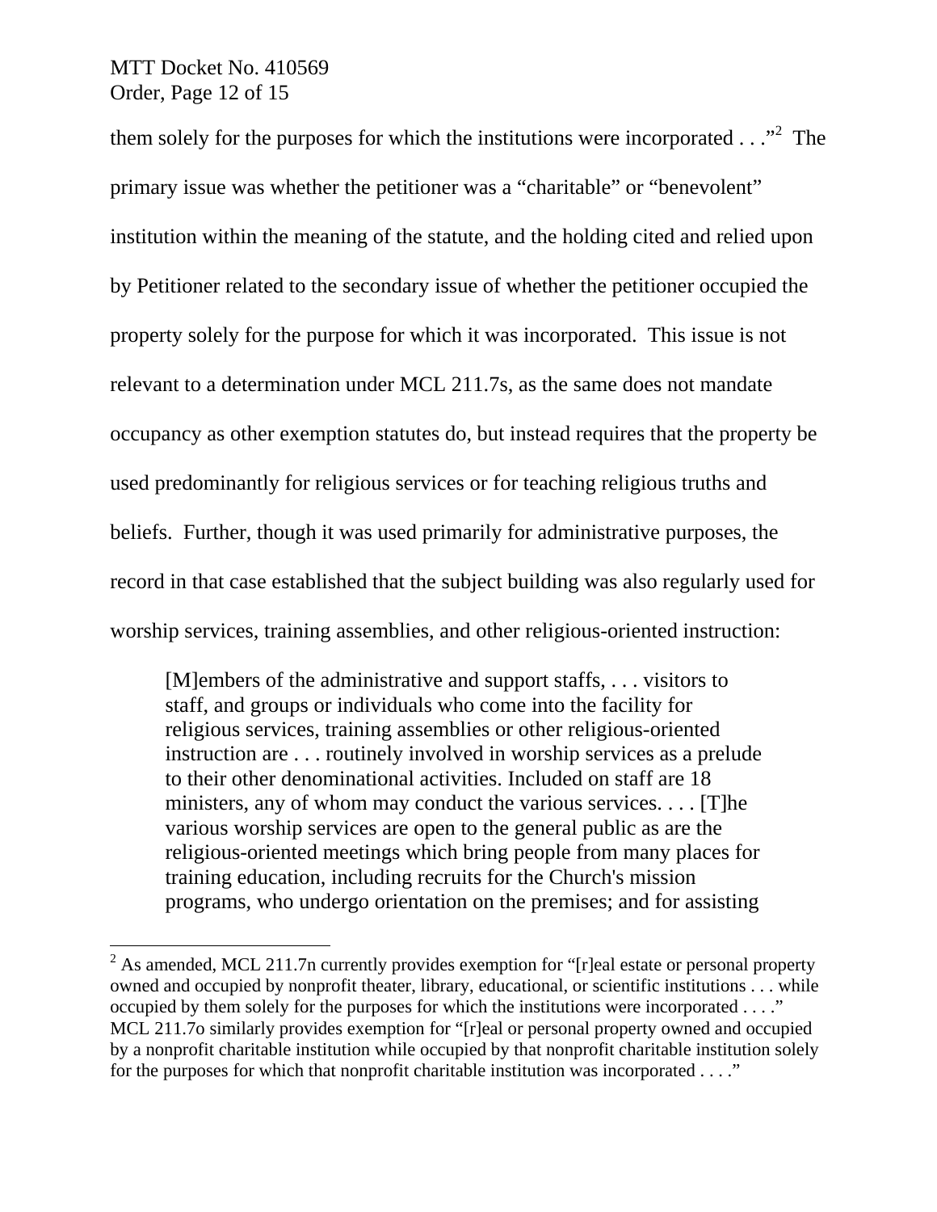them solely for the purposes for which the institutions were incorporated . . ."[2] The primary issue was whether the petitioner was a "charitable" or "benevolent" institution within the meaning of the statute, and the holding cited and relied upon by Petitioner related to the secondary issue of whether the petitioner occupied the property solely for the purpose for which it was incorporated. This issue is not relevant to a determination under MCL 211.7s, as the same does not mandate occupancy as other exemption statutes do, but instead requires that the property be used predominantly for religious services or for teaching religious truths and beliefs. Further, though it was used primarily for administrative purposes, the record in that case established that the subject building was also regularly used for worship services, training assemblies, and other religious-oriented instruction:

> [M]embers of the administrative and support staffs, . . . visitors to staff, and groups or individuals who come into the facility for religious services, training assemblies or other religious-oriented instruction are . . . routinely involved in worship services as a prelude to their other denominational activities. Included on staff are 18 ministers, any of whom may conduct the various services. . . . [T]he various worship services are open to the general public as are the religious-oriented meetings which bring people from many places for training education, including recruits for the Church's mission programs, who undergo orientation on the premises; and for assisting

---

[2] As amended, MCL 211.7n currently provides exemption for "[r]eal estate or personal property owned and occupied by nonprofit theater, library, educational, or scientific institutions . . . while occupied by them solely for the purposes for which the institutions were incorporated . . . ." MCL 211.7o similarly provides exemption for "[r]eal or personal property owned and occupied by a nonprofit charitable institution while occupied by that nonprofit charitable institution solely for the purposes for which that nonprofit charitable institution was incorporated . . . ."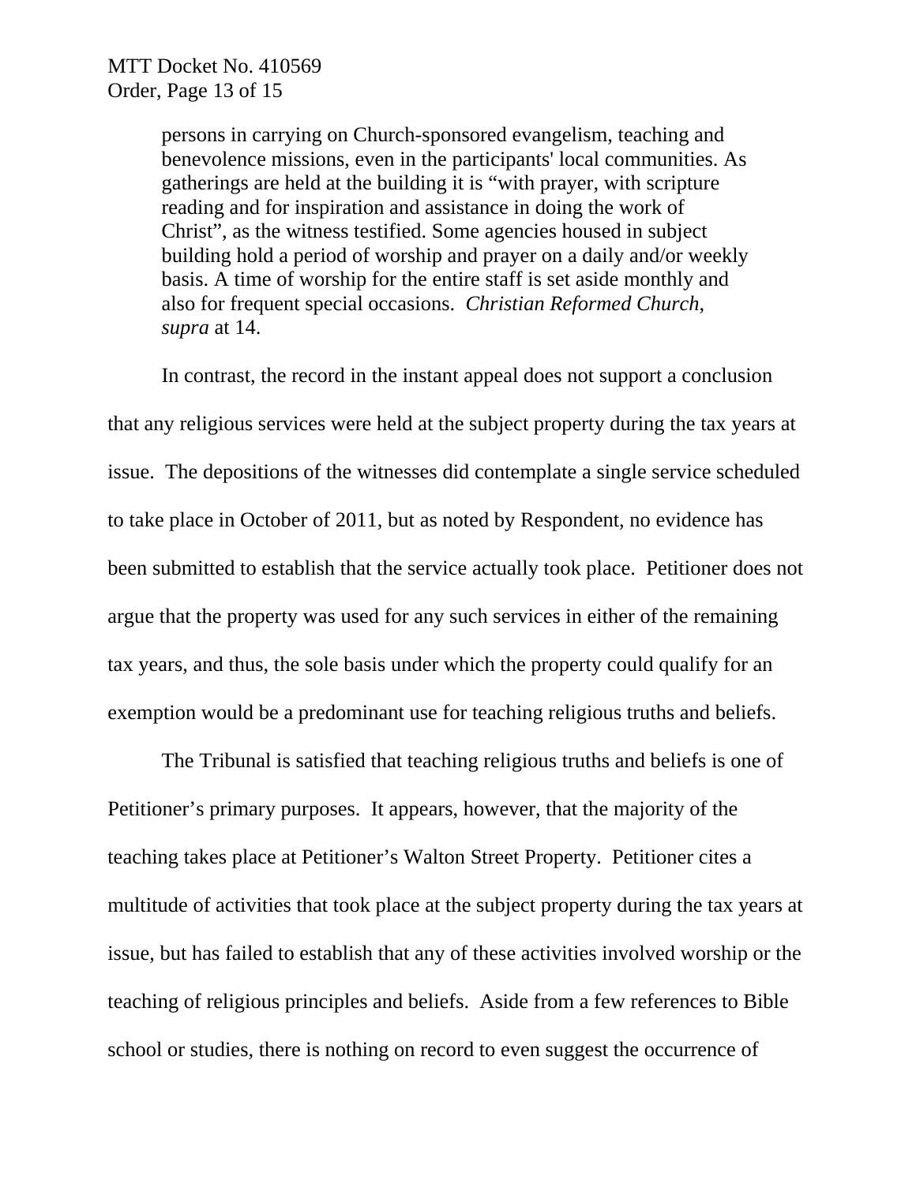> persons in carrying on Church-sponsored evangelism, teaching and benevolence missions, even in the participants' local communities. As gatherings are held at the building it is "with prayer, with scripture reading and for inspiration and assistance in doing the work of Christ", as the witness testified. Some agencies housed in subject building hold a period of worship and prayer on a daily and/or weekly basis. A time of worship for the entire staff is set aside monthly and also for frequent special occasions. *Christian Reformed Church, supra* at 14.

In contrast, the record in the instant appeal does not support a conclusion that any religious services were held at the subject property during the tax years at issue. The depositions of the witnesses did contemplate a single service scheduled to take place in October of 2011, but as noted by Respondent, no evidence has been submitted to establish that the service actually took place. Petitioner does not argue that the property was used for any such services in either of the remaining tax years, and thus, the sole basis under which the property could qualify for an exemption would be a predominant use for teaching religious truths and beliefs.

The Tribunal is satisfied that teaching religious truths and beliefs is one of Petitioner's primary purposes. It appears, however, that the majority of the teaching takes place at Petitioner's Walton Street Property. Petitioner cites a multitude of activities that took place at the subject property during the tax years at issue, but has failed to establish that any of these activities involved worship or the teaching of religious principles and beliefs. Aside from a few references to Bible school or studies, there is nothing on record to even suggest the occurrence of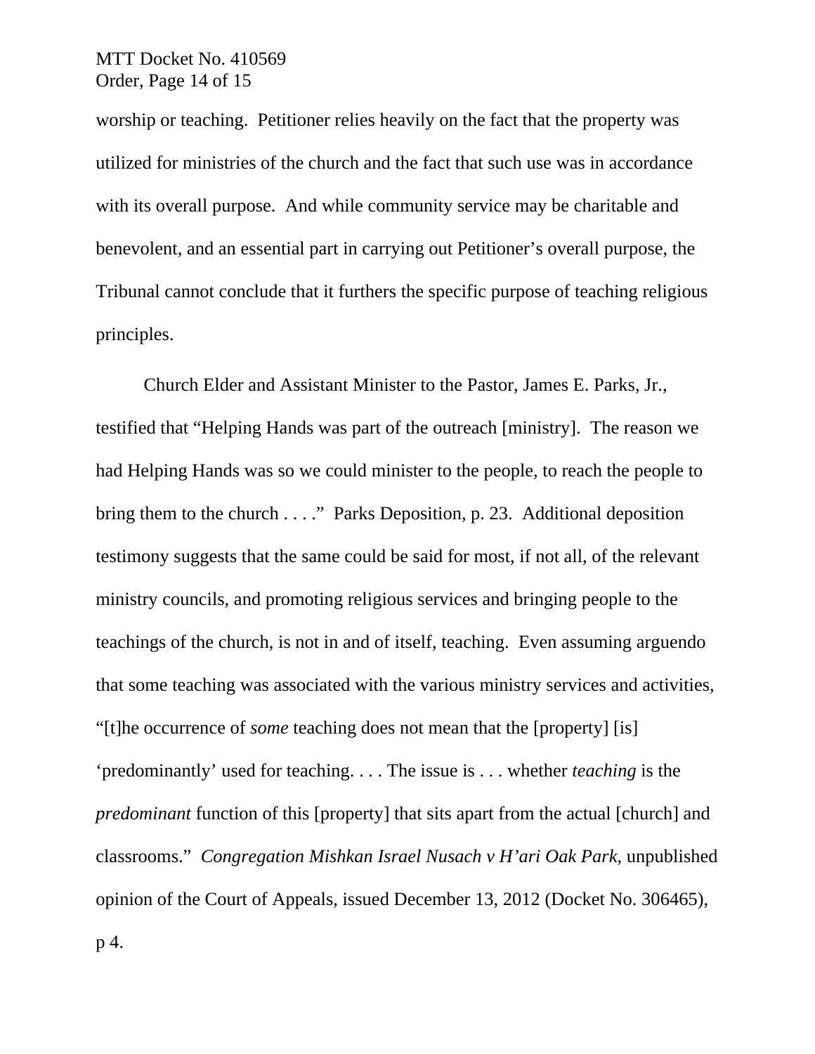worship or teaching. Petitioner relies heavily on the fact that the property was utilized for ministries of the church and the fact that such use was in accordance with its overall purpose. And while community service may be charitable and benevolent, and an essential part in carrying out Petitioner's overall purpose, the Tribunal cannot conclude that it furthers the specific purpose of teaching religious principles.

Church Elder and Assistant Minister to the Pastor, James E. Parks, Jr., testified that "Helping Hands was part of the outreach [ministry]. The reason we had Helping Hands was so we could minister to the people, to reach the people to bring them to the church . . . ." Parks Deposition, p. 23. Additional deposition testimony suggests that the same could be said for most, if not all, of the relevant ministry councils, and promoting religious services and bringing people to the teachings of the church, is not in and of itself, teaching. Even assuming arguendo that some teaching was associated with the various ministry services and activities, "[t]he occurrence of *some* teaching does not mean that the [property] [is] 'predominantly' used for teaching. . . . The issue is . . . whether *teaching* is the *predominant* function of this [property] that sits apart from the actual [church] and classrooms." *Congregation Mishkan Israel Nusach v H'ari Oak Park*, unpublished opinion of the Court of Appeals, issued December 13, 2012 (Docket No. 306465), p 4.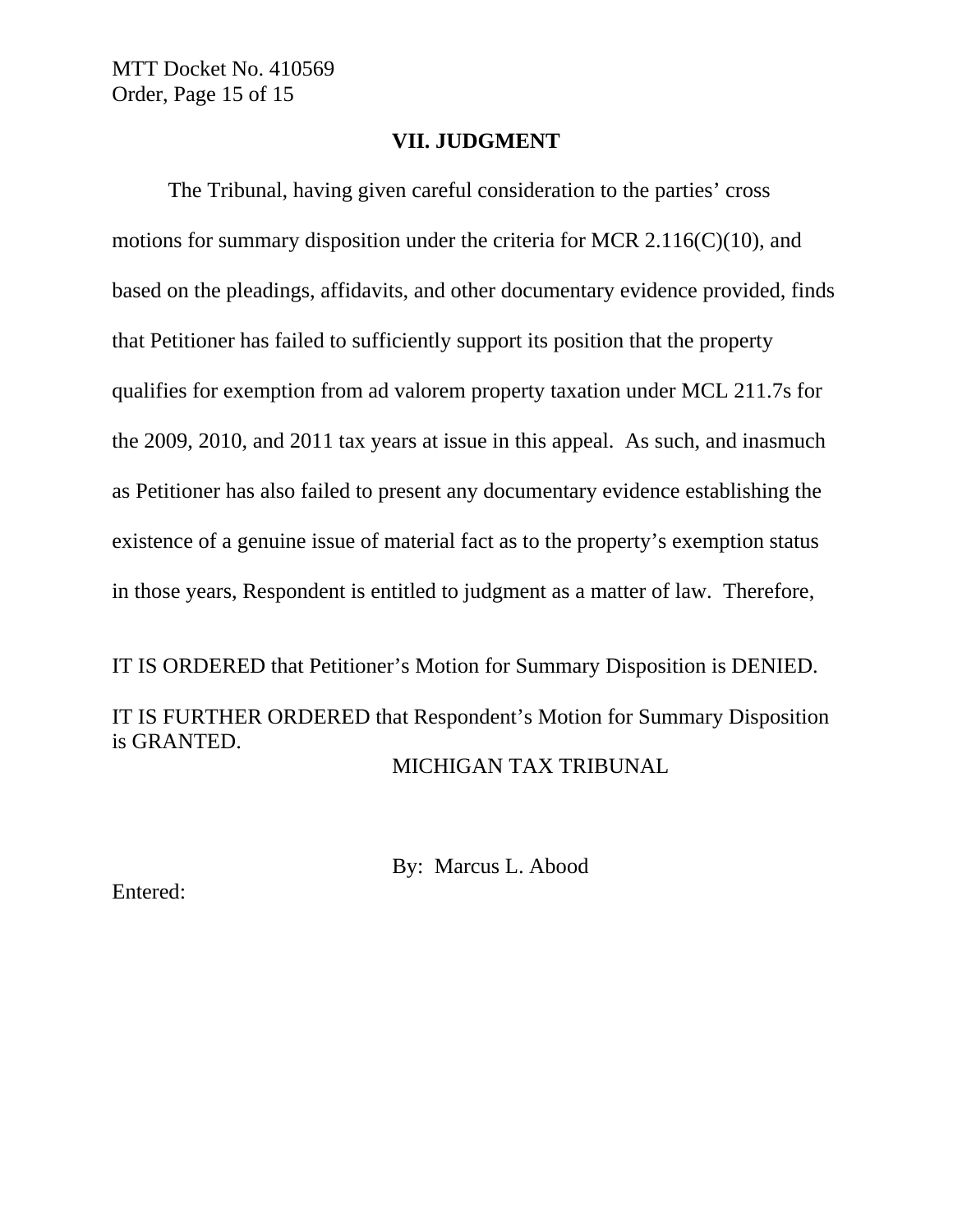## VII. JUDGMENT

The Tribunal, having given careful consideration to the parties' cross motions for summary disposition under the criteria for MCR 2.116(C)(10), and based on the pleadings, affidavits, and other documentary evidence provided, finds that Petitioner has failed to sufficiently support its position that the property qualifies for exemption from ad valorem property taxation under MCL 211.7s for the 2009, 2010, and 2011 tax years at issue in this appeal. As such, and inasmuch as Petitioner has also failed to present any documentary evidence establishing the existence of a genuine issue of material fact as to the property's exemption status in those years, Respondent is entitled to judgment as a matter of law. Therefore,

IT IS ORDERED that Petitioner's Motion for Summary Disposition is DENIED.

IT IS FURTHER ORDERED that Respondent's Motion for Summary Disposition is GRANTED.

MICHIGAN TAX TRIBUNAL

By: Marcus L. Abood

Entered: